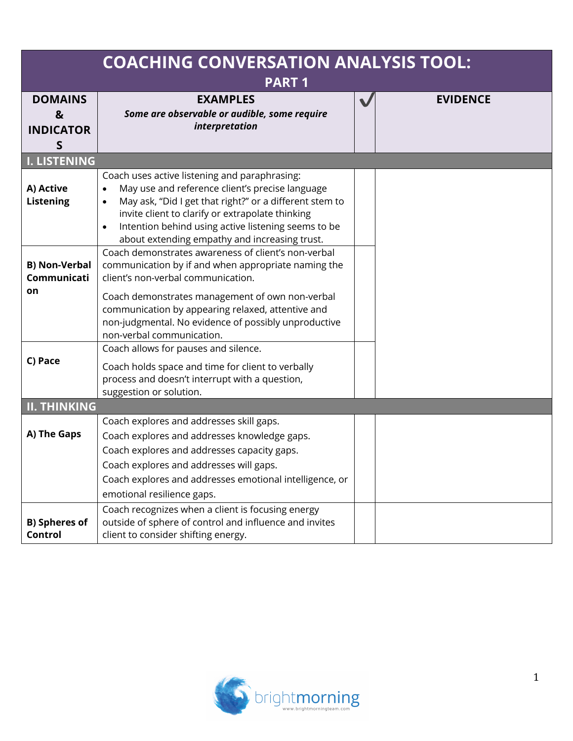# COACHING CONVERSATION ANALYSIS TOOL: PART 1

| DOMAINS & INDICATORS | EXAMPLES *Some are observable or audible, some require interpretation* | ✓ | EVIDENCE |
|---|---|---|---|
| **I. LISTENING** | | | |
| **A) Active Listening** | Coach uses active listening and paraphrasing: <br>• May use and reference client's precise language <br>• May ask, "Did I get that right?" or a different stem to invite client to clarify or extrapolate thinking <br>• Intention behind using active listening seems to be about extending empathy and increasing trust. | | |
| **B) Non-Verbal Communication** | Coach demonstrates awareness of client's non-verbal communication by if and when appropriate naming the client's non-verbal communication. <br><br>Coach demonstrates management of own non-verbal communication by appearing relaxed, attentive and non-judgmental. No evidence of possibly unproductive non-verbal communication. | | |
| **C) Pace** | Coach allows for pauses and silence. <br><br>Coach holds space and time for client to verbally process and doesn't interrupt with a question, suggestion or solution. | | |
| **II. THINKING** | | | |
| **A) The Gaps** | Coach explores and addresses skill gaps. <br>Coach explores and addresses knowledge gaps. <br>Coach explores and addresses capacity gaps. <br>Coach explores and addresses will gaps. <br>Coach explores and addresses emotional intelligence, or emotional resilience gaps. | | |
| **B) Spheres of Control** | Coach recognizes when a client is focusing energy outside of sphere of control and influence and invites client to consider shifting energy. | | |

brightmorning
www.brightmorningteam.com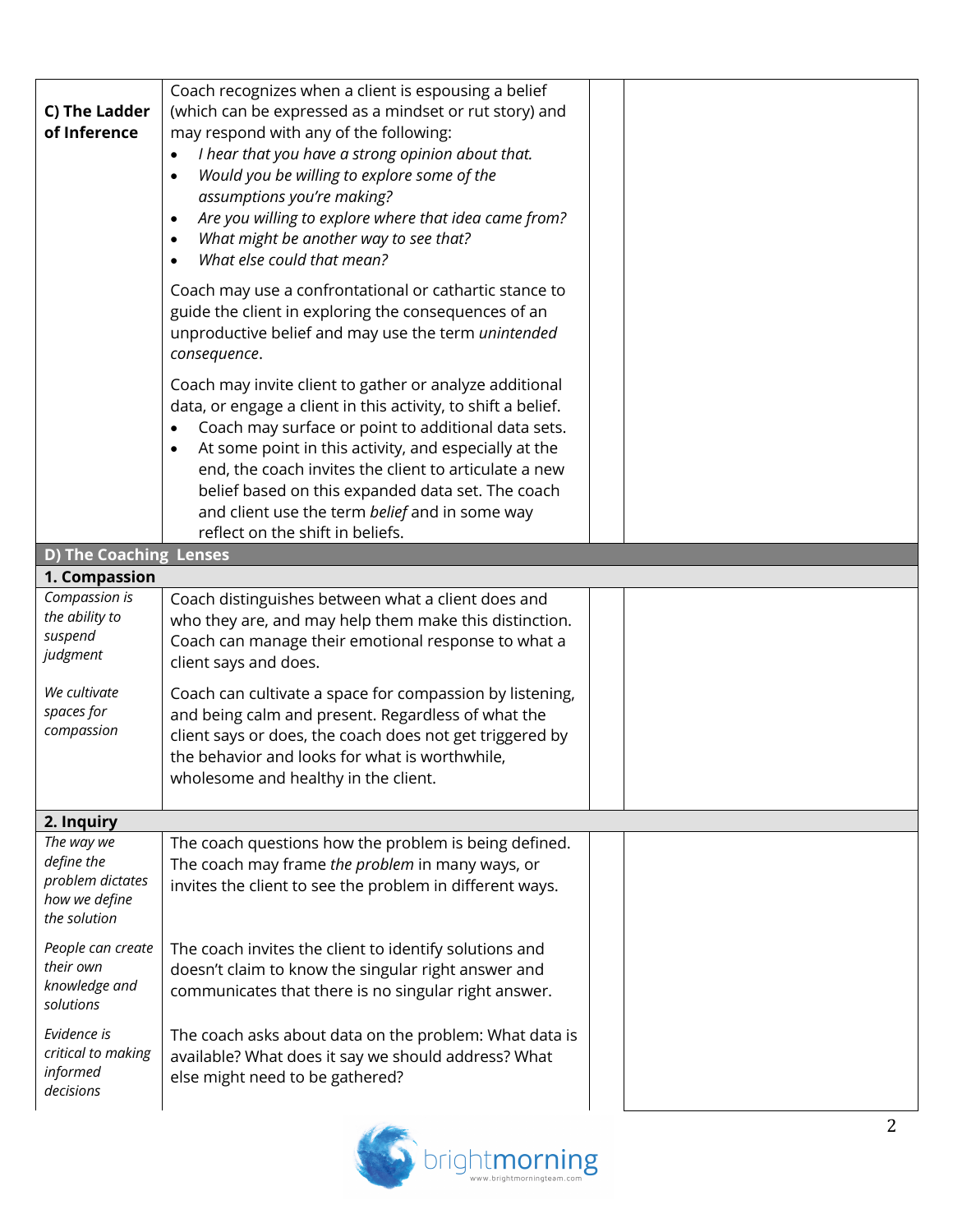| | | | |
|---|---|---|---|
| **C) The Ladder of Inference** | Coach recognizes when a client is espousing a belief (which can be expressed as a mindset or rut story) and may respond with any of the following:<br>• *I hear that you have a strong opinion about that.*<br>• *Would you be willing to explore some of the assumptions you're making?*<br>• *Are you willing to explore where that idea came from?*<br>• *What might be another way to see that?*<br>• *What else could that mean?*<br><br>Coach may use a confrontational or cathartic stance to guide the client in exploring the consequences of an unproductive belief and may use the term *unintended consequence*.<br><br>Coach may invite client to gather or analyze additional data, or engage a client in this activity, to shift a belief.<br>• Coach may surface or point to additional data sets.<br>• At some point in this activity, and especially at the end, the coach invites the client to articulate a new belief based on this expanded data set. The coach and client use the term *belief* and in some way reflect on the shift in beliefs. | | |
| **D) The Coaching Lenses** | | | |
| **1. Compassion** | | | |
| *Compassion is the ability to suspend judgment*<br><br>*We cultivate spaces for compassion* | Coach distinguishes between what a client does and who they are, and may help them make this distinction. Coach can manage their emotional response to what a client says and does.<br><br>Coach can cultivate a space for compassion by listening, and being calm and present. Regardless of what the client says or does, the coach does not get triggered by the behavior and looks for what is worthwhile, wholesome and healthy in the client. | | |
| **2. Inquiry** | | | |
| *The way we define the problem dictates how we define the solution* | The coach questions how the problem is being defined. The coach may frame *the problem* in many ways, or invites the client to see the problem in different ways. | | |
| *People can create their own knowledge and solutions* | The coach invites the client to identify solutions and doesn't claim to know the singular right answer and communicates that there is no singular right answer. | | |
| *Evidence is critical to making informed decisions* | The coach asks about data on the problem: What data is available? What does it say we should address? What else might need to be gathered? | | |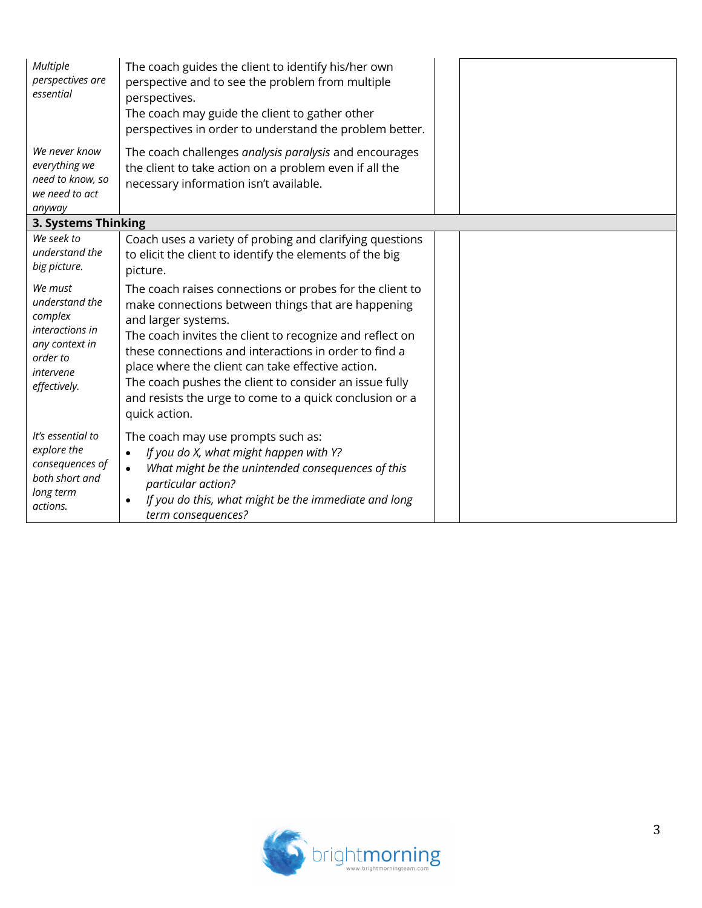| | | | |
|---|---|---|---|
| *Multiple perspectives are essential* | The coach guides the client to identify his/her own perspective and to see the problem from multiple perspectives.<br>The coach may guide the client to gather other perspectives in order to understand the problem better. | | |
| *We never know everything we need to know, so we need to act anyway* | The coach challenges *analysis paralysis* and encourages the client to take action on a problem even if all the necessary information isn't available. | | |
| **3. Systems Thinking** | | | |
| *We seek to understand the big picture.* | Coach uses a variety of probing and clarifying questions to elicit the client to identify the elements of the big picture. | | |
| *We must understand the complex interactions in any context in order to intervene effectively.* | The coach raises connections or probes for the client to make connections between things that are happening and larger systems.<br>The coach invites the client to recognize and reflect on these connections and interactions in order to find a place where the client can take effective action.<br>The coach pushes the client to consider an issue fully and resists the urge to come to a quick conclusion or a quick action. | | |
| *It's essential to explore the consequences of both short and long term actions.* | The coach may use prompts such as:<br>• *If you do X, what might happen with Y?*<br>• *What might be the unintended consequences of this particular action?*<br>• *If you do this, what might be the immediate and long term consequences?* | | |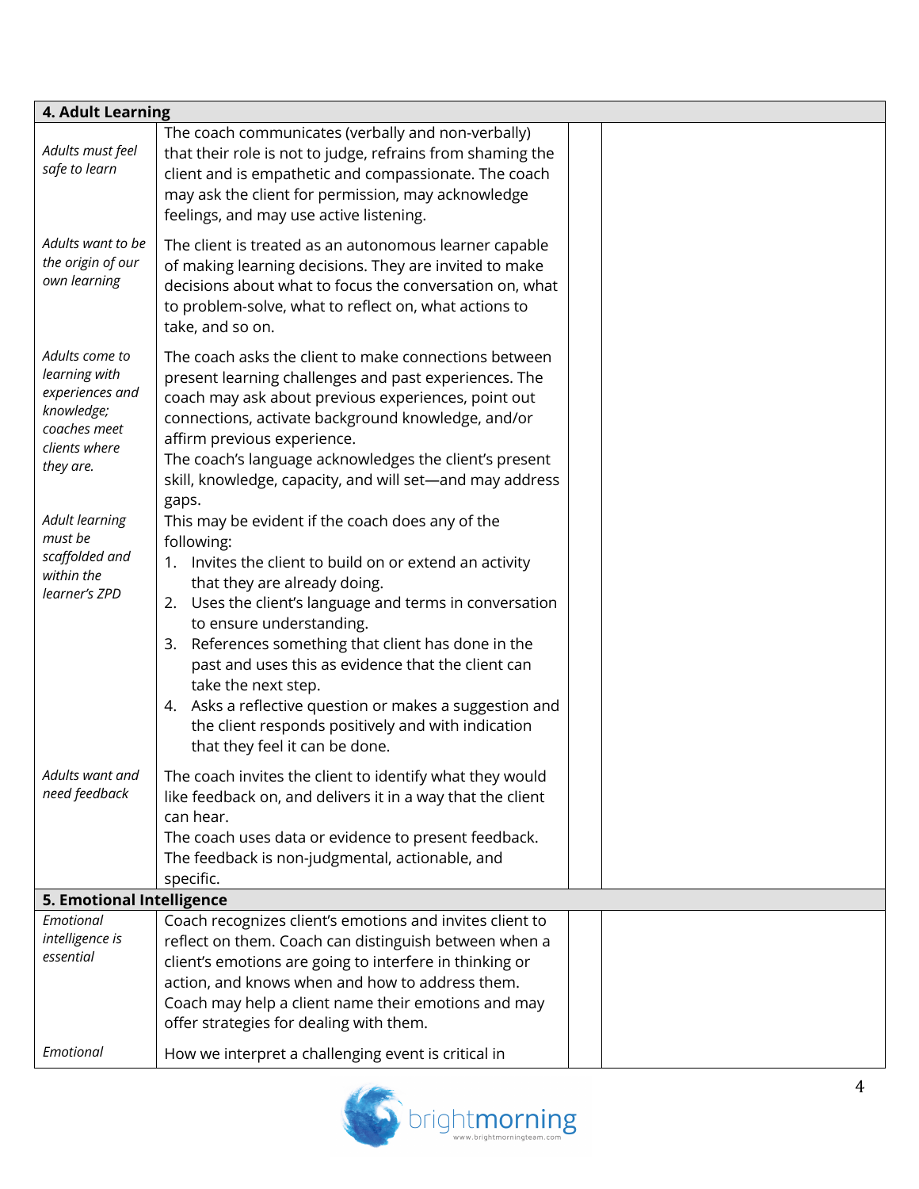| 4. Adult Learning | | | |
|---|---|---|---|
| *Adults must feel safe to learn* | The coach communicates (verbally and non-verbally) that their role is not to judge, refrains from shaming the client and is empathetic and compassionate. The coach may ask the client for permission, may acknowledge feelings, and may use active listening. | | |
| *Adults want to be the origin of our own learning* | The client is treated as an autonomous learner capable of making learning decisions. They are invited to make decisions about what to focus the conversation on, what to problem-solve, what to reflect on, what actions to take, and so on. | | |
| *Adults come to learning with experiences and knowledge; coaches meet clients where they are.* | The coach asks the client to make connections between present learning challenges and past experiences. The coach may ask about previous experiences, point out connections, activate background knowledge, and/or affirm previous experience.<br>The coach's language acknowledges the client's present skill, knowledge, capacity, and will set—and may address gaps. | | |
| *Adult learning must be scaffolded and within the learner's ZPD* | This may be evident if the coach does any of the following:<br>1. Invites the client to build on or extend an activity that they are already doing.<br>2. Uses the client's language and terms in conversation to ensure understanding.<br>3. References something that client has done in the past and uses this as evidence that the client can take the next step.<br>4. Asks a reflective question or makes a suggestion and the client responds positively and with indication that they feel it can be done. | | |
| *Adults want and need feedback* | The coach invites the client to identify what they would like feedback on, and delivers it in a way that the client can hear.<br>The coach uses data or evidence to present feedback. The feedback is non-judgmental, actionable, and specific. | | |
| **5. Emotional Intelligence** | | | |
| *Emotional intelligence is essential* | Coach recognizes client's emotions and invites client to reflect on them. Coach can distinguish between when a client's emotions are going to interfere in thinking or action, and knows when and how to address them. Coach may help a client name their emotions and may offer strategies for dealing with them. | | |
| *Emotional* | How we interpret a challenging event is critical in | | |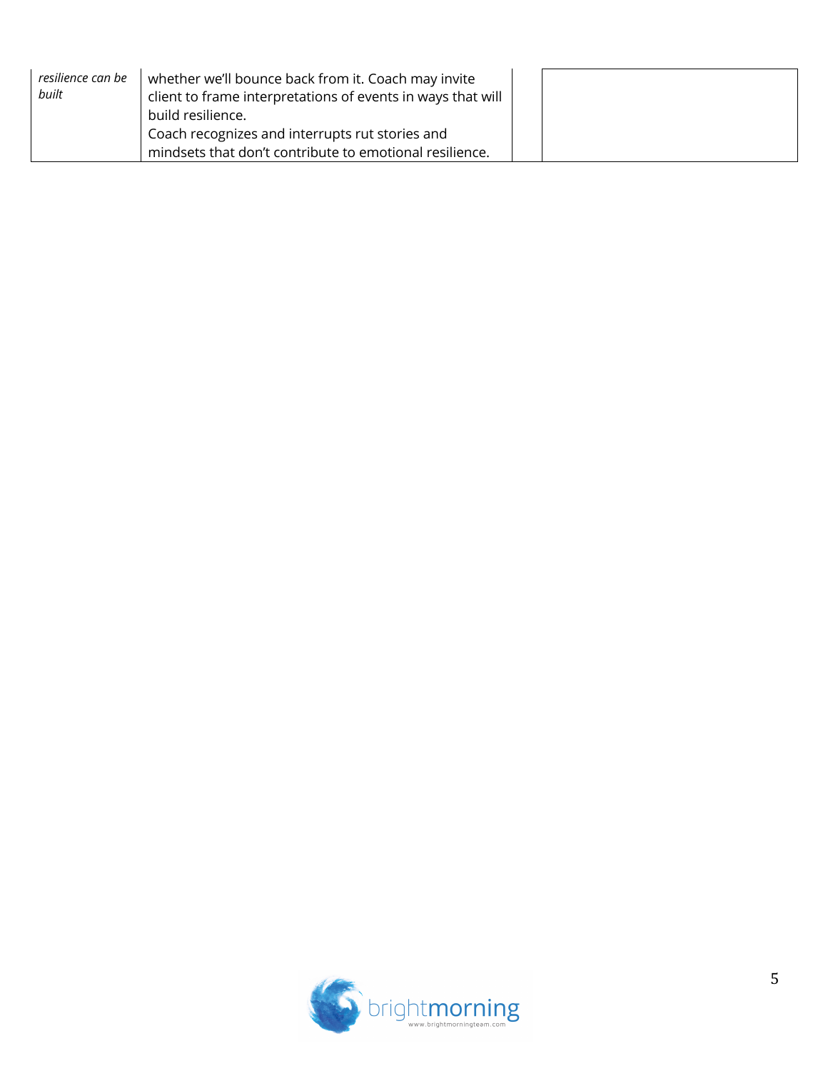| | | | |
|---|---|---|---|
| *resilience can be built* | whether we'll bounce back from it. Coach may invite client to frame interpretations of events in ways that will build resilience.<br>Coach recognizes and interrupts rut stories and mindsets that don't contribute to emotional resilience. | | |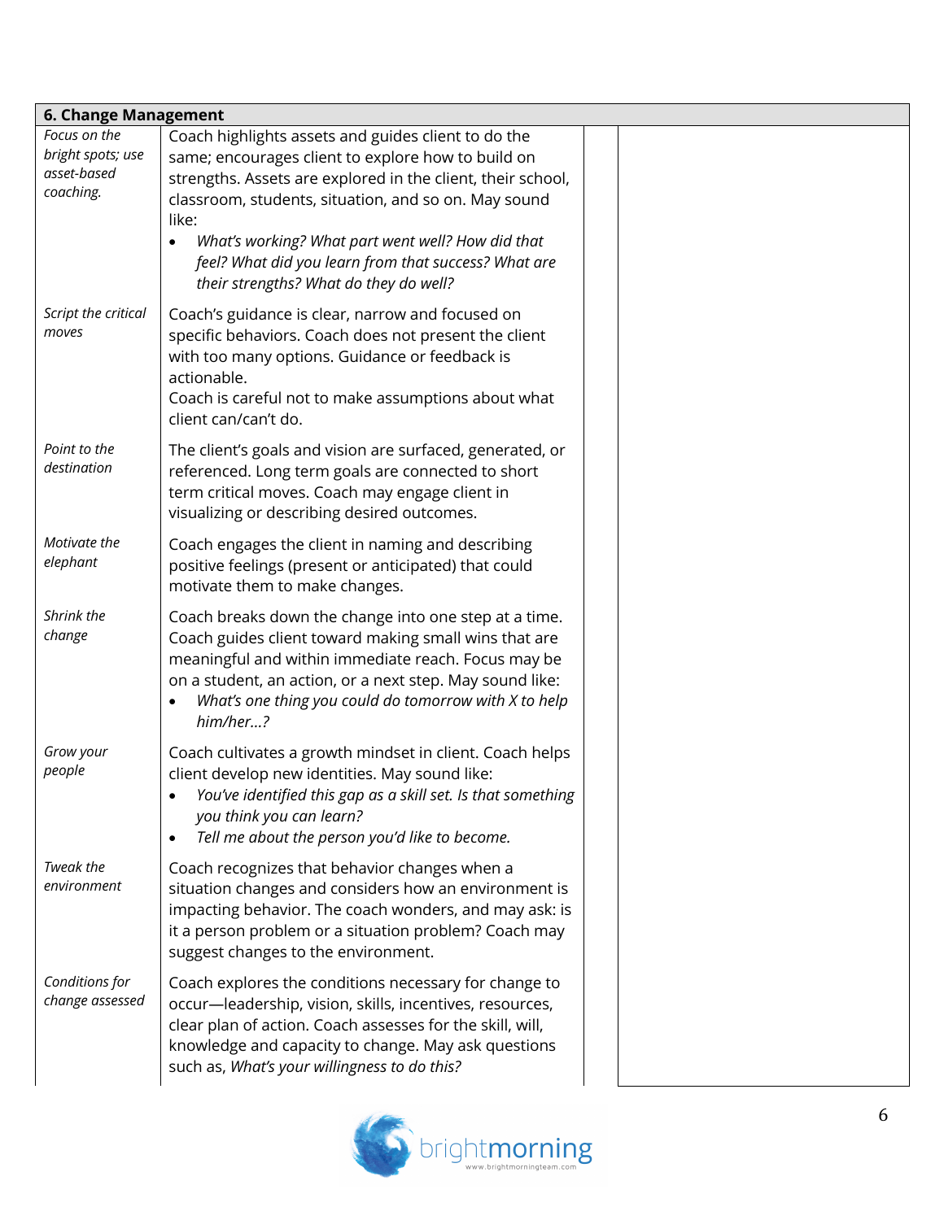| 6. Change Management | | | |
|---|---|---|---|
| *Focus on the bright spots; use asset-based coaching.* | Coach highlights assets and guides client to do the same; encourages client to explore how to build on strengths. Assets are explored in the client, their school, classroom, students, situation, and so on. May sound like: <br>• *What's working? What part went well? How did that feel? What did you learn from that success? What are their strengths? What do they do well?* | | |
| *Script the critical moves* | Coach's guidance is clear, narrow and focused on specific behaviors. Coach does not present the client with too many options. Guidance or feedback is actionable.<br>Coach is careful not to make assumptions about what client can/can't do. | | |
| *Point to the destination* | The client's goals and vision are surfaced, generated, or referenced. Long term goals are connected to short term critical moves. Coach may engage client in visualizing or describing desired outcomes. | | |
| *Motivate the elephant* | Coach engages the client in naming and describing positive feelings (present or anticipated) that could motivate them to make changes. | | |
| *Shrink the change* | Coach breaks down the change into one step at a time. Coach guides client toward making small wins that are meaningful and within immediate reach. Focus may be on a student, an action, or a next step. May sound like:<br>• *What's one thing you could do tomorrow with X to help him/her…?* | | |
| *Grow your people* | Coach cultivates a growth mindset in client. Coach helps client develop new identities. May sound like:<br>• *You've identified this gap as a skill set. Is that something you think you can learn?*<br>• *Tell me about the person you'd like to become.* | | |
| *Tweak the environment* | Coach recognizes that behavior changes when a situation changes and considers how an environment is impacting behavior. The coach wonders, and may ask: is it a person problem or a situation problem? Coach may suggest changes to the environment. | | |
| *Conditions for change assessed* | Coach explores the conditions necessary for change to occur—leadership, vision, skills, incentives, resources, clear plan of action. Coach assesses for the skill, will, knowledge and capacity to change. May ask questions such as, *What's your willingness to do this?* | | |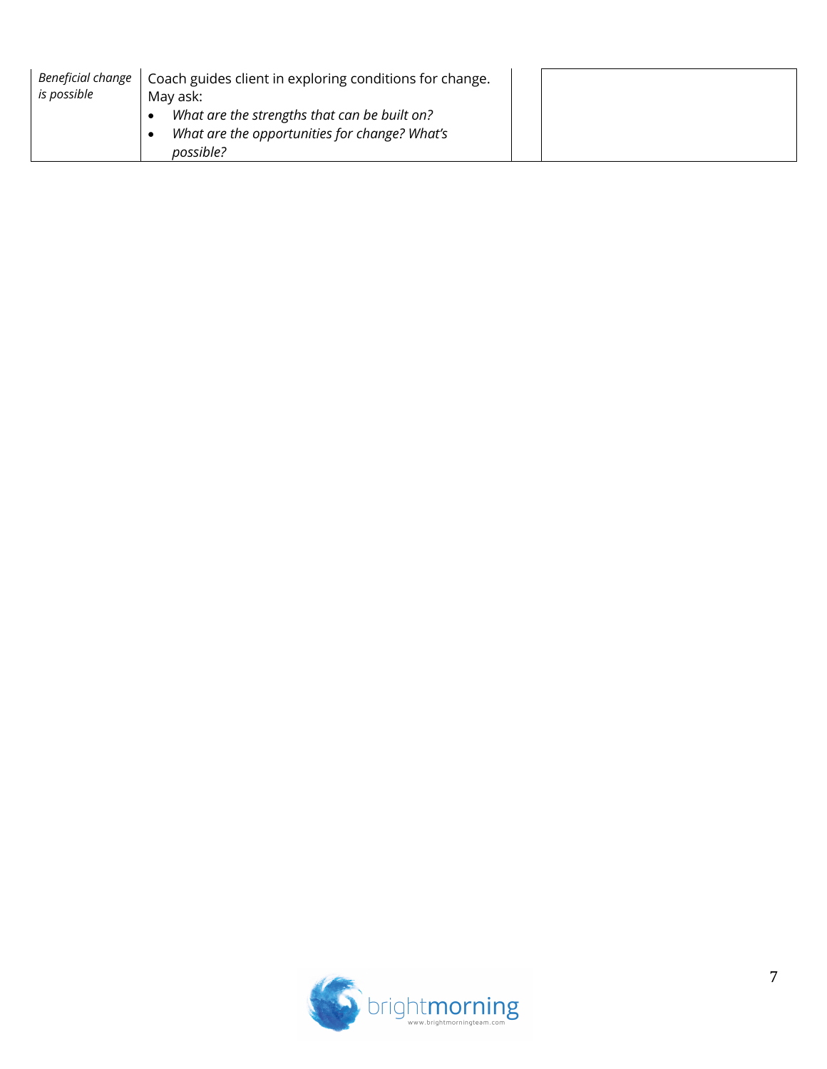| | | | |
|---|---|---|---|
| *Beneficial change is possible* | Coach guides client in exploring conditions for change. May ask:<br>• *What are the strengths that can be built on?*<br>• *What are the opportunities for change? What's possible?* | | |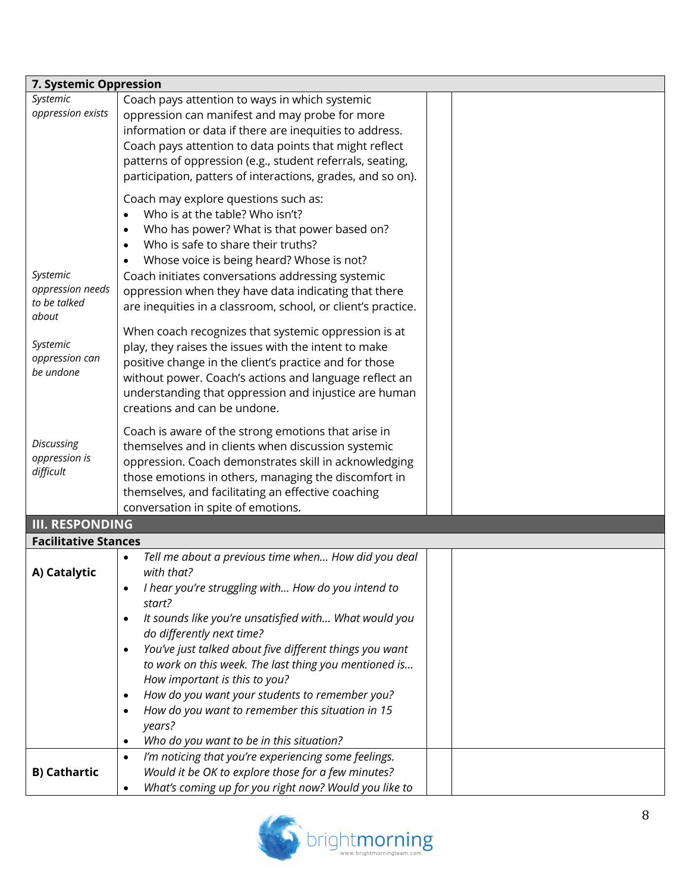| 7. Systemic Oppression | | | |
|---|---|---|---|
| *Systemic oppression exists* | Coach pays attention to ways in which systemic oppression can manifest and may probe for more information or data if there are inequities to address. Coach pays attention to data points that might reflect patterns of oppression (e.g., student referrals, seating, participation, patters of interactions, grades, and so on).<br><br>Coach may explore questions such as:<br>• Who is at the table? Who isn't?<br>• Who has power? What is that power based on?<br>• Who is safe to share their truths?<br>• Whose voice is being heard? Whose is not? | | |
| *Systemic oppression needs to be talked about* | Coach initiates conversations addressing systemic oppression when they have data indicating that there are inequities in a classroom, school, or client's practice. | | |
| *Systemic oppression can be undone* | When coach recognizes that systemic oppression is at play, they raises the issues with the intent to make positive change in the client's practice and for those without power. Coach's actions and language reflect an understanding that oppression and injustice are human creations and can be undone. | | |
| *Discussing oppression is difficult* | Coach is aware of the strong emotions that arise in themselves and in clients when discussion systemic oppression. Coach demonstrates skill in acknowledging those emotions in others, managing the discomfort in themselves, and facilitating an effective coaching conversation in spite of emotions. | | |
| **III. RESPONDING** | | | |
| **Facilitative Stances** | | | |
| **A) Catalytic** | • *Tell me about a previous time when… How did you deal with that?*<br>• *I hear you're struggling with… How do you intend to start?*<br>• *It sounds like you're unsatisfied with… What would you do differently next time?*<br>• *You've just talked about five different things you want to work on this week. The last thing you mentioned is… How important is this to you?*<br>• *How do you want your students to remember you?*<br>• *How do you want to remember this situation in 15 years?*<br>• *Who do you want to be in this situation?* | | |
| **B) Cathartic** | • *I'm noticing that you're experiencing some feelings. Would it be OK to explore those for a few minutes?*<br>• *What's coming up for you right now? Would you like to* | | |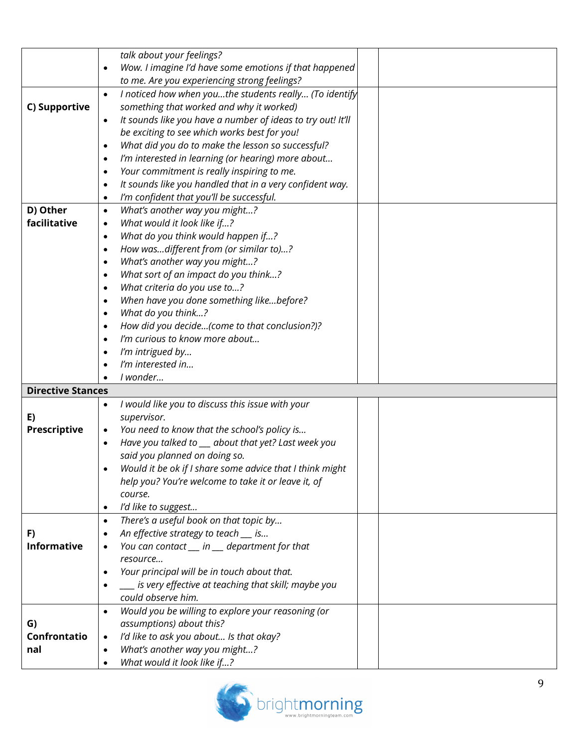| | | | |
|---|---|---|---|
| | *talk about your feelings?*<br>• *Wow. I imagine I'd have some emotions if that happened to me. Are you experiencing strong feelings?* | | |
| **C) Supportive** | • *I noticed how when you…the students really… (To identify something that worked and why it worked)*<br>• *It sounds like you have a number of ideas to try out! It'll be exciting to see which works best for you!*<br>• *What did you do to make the lesson so successful?*<br>• *I'm interested in learning (or hearing) more about…*<br>• *Your commitment is really inspiring to me.*<br>• *It sounds like you handled that in a very confident way.*<br>• *I'm confident that you'll be successful.* | | |
| **D) Other facilitative** | • *What's another way you might…?*<br>• *What would it look like if…?*<br>• *What do you think would happen if…?*<br>• *How was…different from (or similar to)…?*<br>• *What's another way you might…?*<br>• *What sort of an impact do you think…?*<br>• *What criteria do you use to…?*<br>• *When have you done something like…before?*<br>• *What do you think…?*<br>• *How did you decide…(come to that conclusion?)?*<br>• *I'm curious to know more about…*<br>• *I'm intrigued by…*<br>• *I'm interested in…*<br>• *I wonder…* | | |
| **Directive Stances** | | | |
| **E) Prescriptive** | • *I would like you to discuss this issue with your supervisor.*<br>• *You need to know that the school's policy is…*<br>• *Have you talked to __ about that yet? Last week you said you planned on doing so.*<br>• *Would it be ok if I share some advice that I think might help you? You're welcome to take it or leave it, of course.*<br>• *I'd like to suggest…* | | |
| **F) Informative** | • *There's a useful book on that topic by…*<br>• *An effective strategy to teach __ is…*<br>• *You can contact __ in __ department for that resource…*<br>• *Your principal will be in touch about that.*<br>• *___ is very effective at teaching that skill; maybe you could observe him.* | | |
| **G) Confrontational** | • *Would you be willing to explore your reasoning (or assumptions) about this?*<br>• *I'd like to ask you about… Is that okay?*<br>• *What's another way you might…?*<br>• *What would it look like if…?* | | |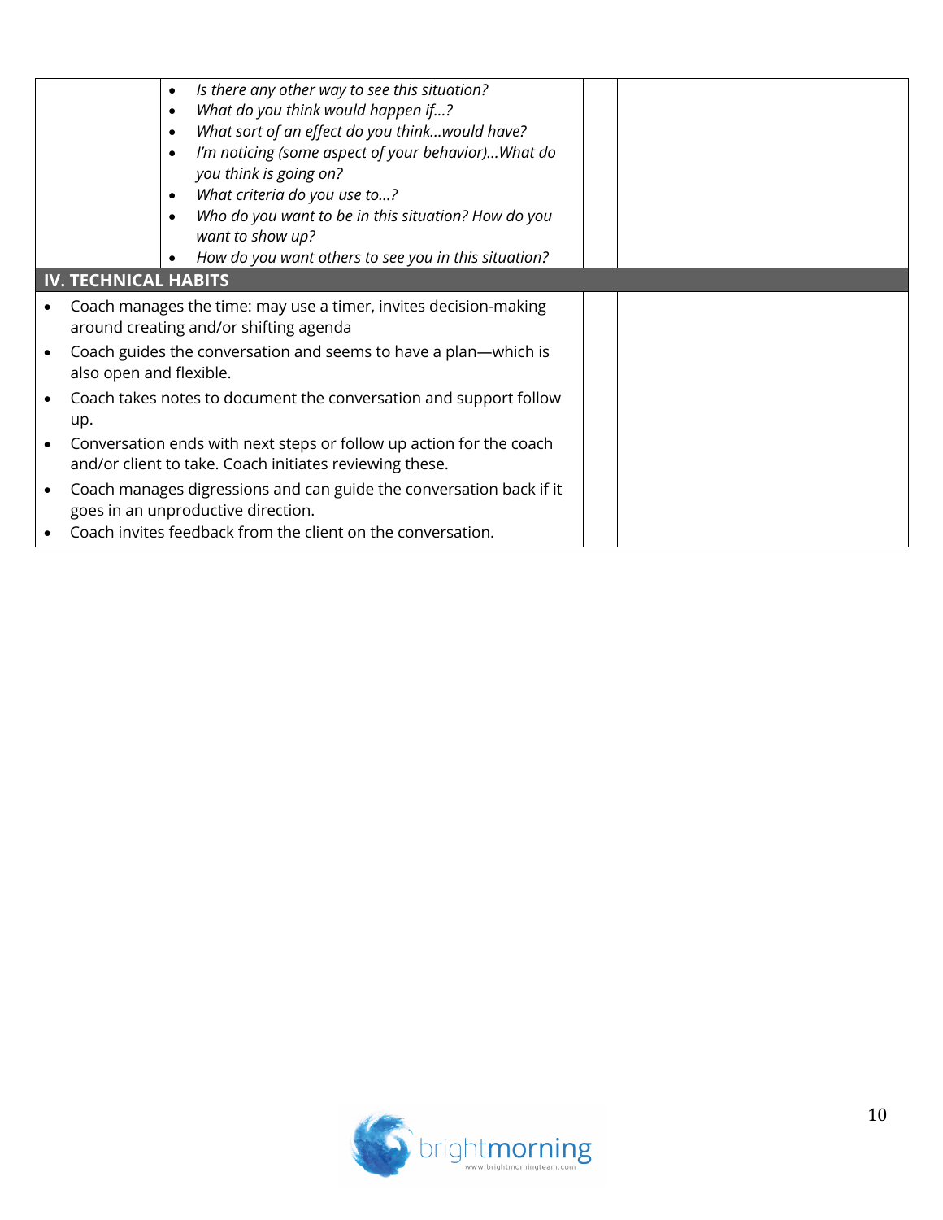| | | | |
|---|---|---|---|
| | • *Is there any other way to see this situation?*<br>• *What do you think would happen if…?*<br>• *What sort of an effect do you think…would have?*<br>• *I'm noticing (some aspect of your behavior)…What do you think is going on?*<br>• *What criteria do you use to…?*<br>• *Who do you want to be in this situation? How do you want to show up?*<br>• *How do you want others to see you in this situation?* | | |
| **IV. TECHNICAL HABITS** | | | |
| • Coach manages the time: may use a timer, invites decision-making around creating and/or shifting agenda<br>• Coach guides the conversation and seems to have a plan—which is also open and flexible.<br>• Coach takes notes to document the conversation and support follow up.<br>• Conversation ends with next steps or follow up action for the coach and/or client to take. Coach initiates reviewing these.<br>• Coach manages digressions and can guide the conversation back if it goes in an unproductive direction.<br>• Coach invites feedback from the client on the conversation. | | | |

brightmorning
www.brightmorningteam.com